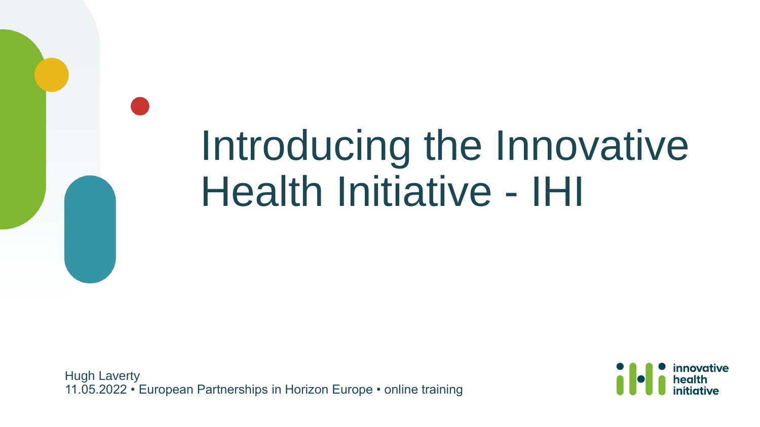# Introducing the Innovative Health Initiative - IHI

Hugh Laverty
11.05.2022 • European Partnerships in Horizon Europe • online training

innovative health initiative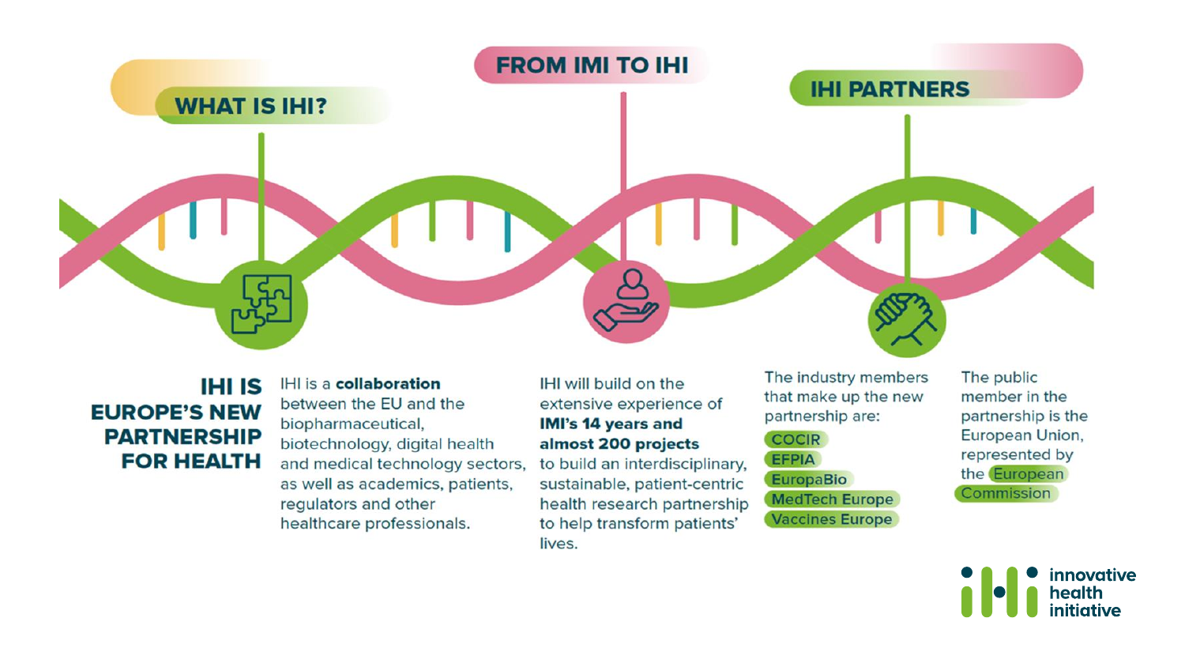## WHAT IS IHI?

## FROM IMI TO IHI

## IHI PARTNERS

**IHI IS EUROPE'S NEW PARTNERSHIP FOR HEALTH**

IHI is a **collaboration** between the EU and the biopharmaceutical, biotechnology, digital health and medical technology sectors, as well as academics, patients, regulators and other healthcare professionals.

IHI will build on the extensive experience of **IMI's 14 years and almost 200 projects** to build an interdisciplinary, sustainable, patient-centric health research partnership to help transform patients' lives.

The industry members that make up the new partnership are:

- COCIR
- EFPIA
- EuropaBio
- MedTech Europe
- Vaccines Europe

The public member in the partnership is the European Union, represented by the European Commission

innovative health initiative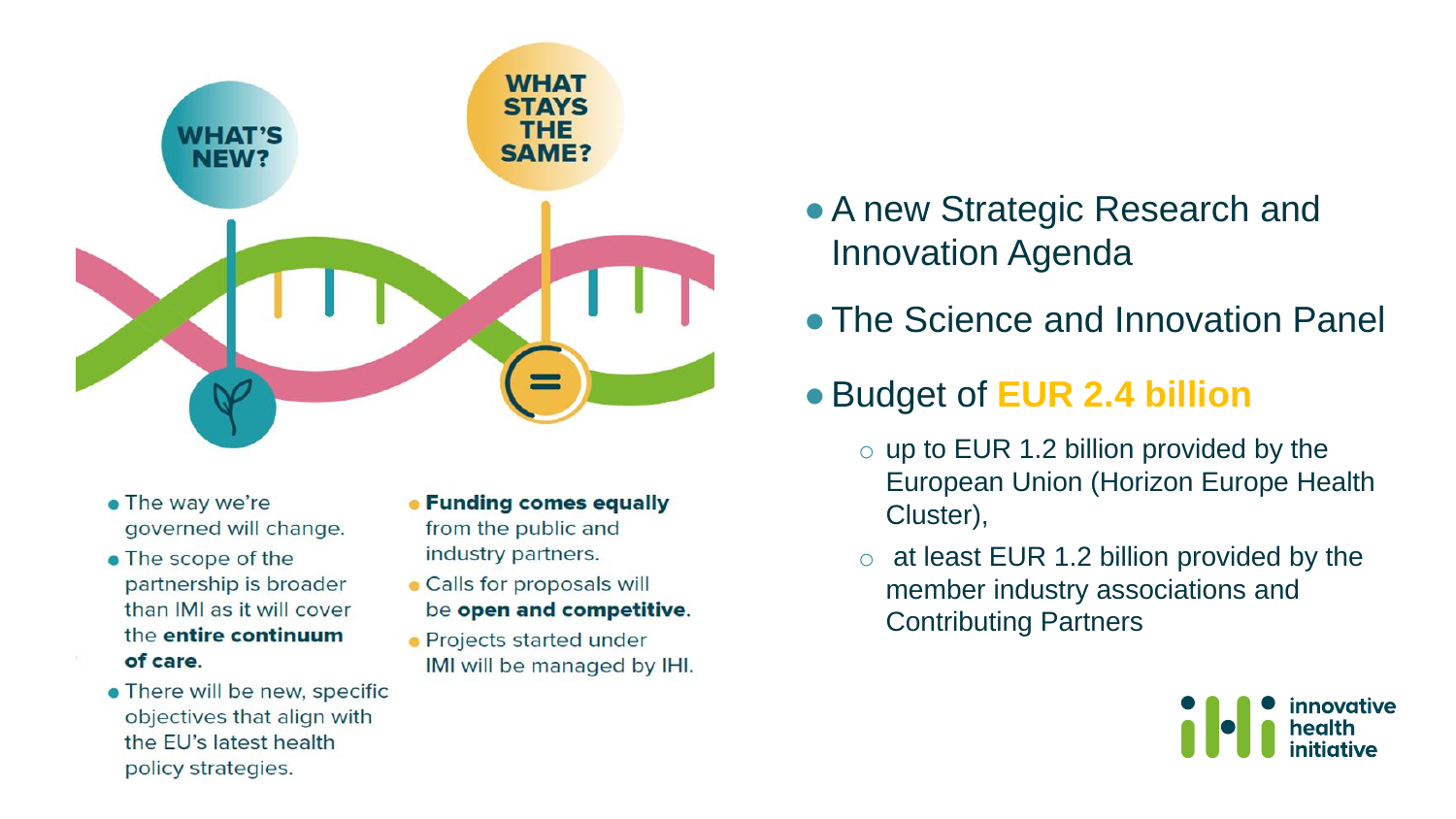## WHAT'S NEW?

- The way we're governed will change.
- The scope of the partnership is broader than IMI as it will cover the **entire continuum of care**.
- There will be new, specific objectives that align with the EU's latest health policy strategies.

## WHAT STAYS THE SAME?

- **Funding comes equally** from the public and industry partners.
- Calls for proposals will be **open and competitive**.
- Projects started under IMI will be managed by IHI.

---

- A new Strategic Research and Innovation Agenda
- The Science and Innovation Panel
- Budget of **EUR 2.4 billion**
  - up to EUR 1.2 billion provided by the European Union (Horizon Europe Health Cluster),
  - at least EUR 1.2 billion provided by the member industry associations and Contributing Partners

innovative health initiative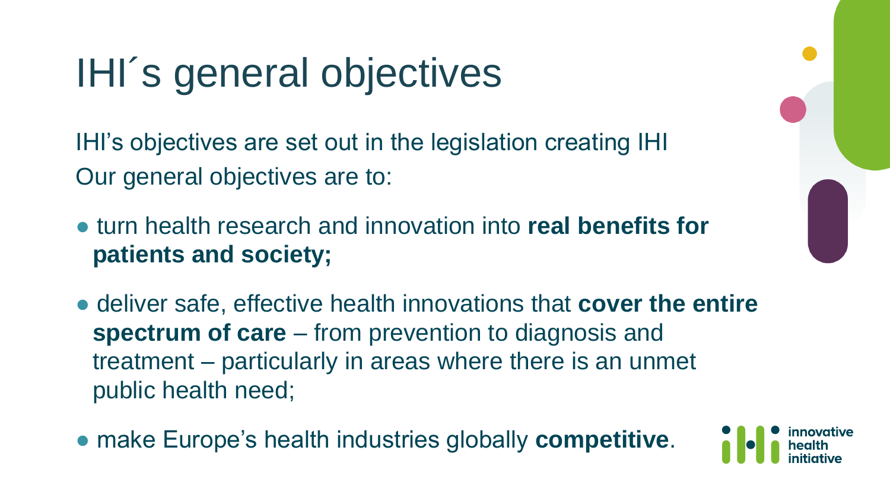# IHI´s general objectives

IHI's objectives are set out in the legislation creating IHI
Our general objectives are to:

- turn health research and innovation into **real benefits for patients and society;**
- deliver safe, effective health innovations that **cover the entire spectrum of care** – from prevention to diagnosis and treatment – particularly in areas where there is an unmet public health need;
- make Europe's health industries globally **competitive**.

innovative health initiative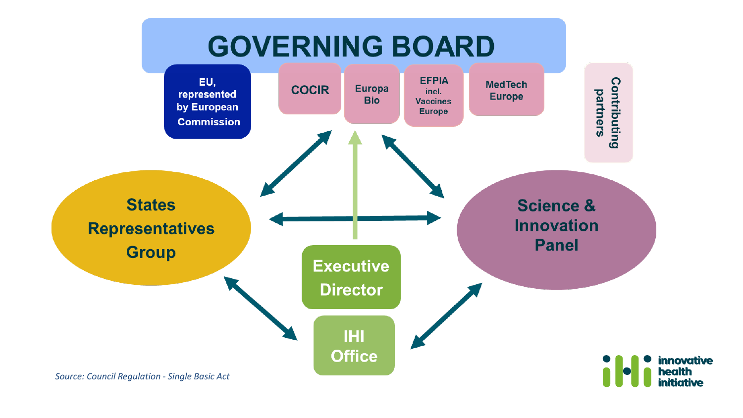# GOVERNING BOARD

- EU, represented by European Commission
- COCIR
- Europa Bio
- EFPIA incl. Vaccines Europe
- MedTech Europe
- Contributing partners

States Representatives Group

Science & Innovation Panel

Executive Director

IHI Office

*Source: Council Regulation - Single Basic Act*

innovative health initiative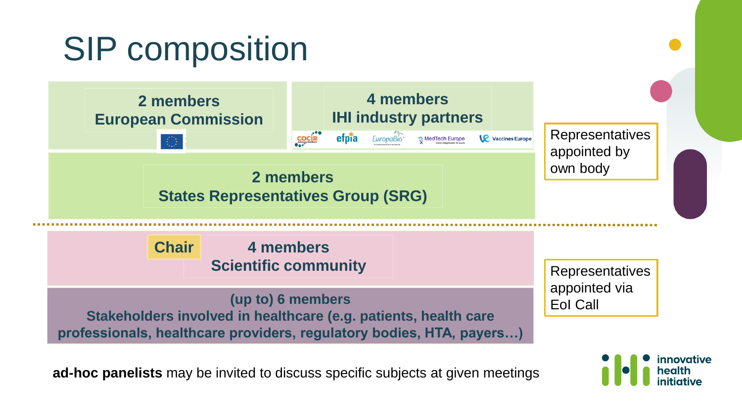# SIP composition

**2 members**
**European Commission**

**4 members**
**IHI industry partners**

COCIR · efpia · EuropaBio · MedTech Europe · Vaccines Europe

**2 members**
**States Representatives Group (SRG)**

Representatives appointed by own body

---

**Chair**

**4 members**
**Scientific community**

**(up to) 6 members**
**Stakeholders involved in healthcare (e.g. patients, health care professionals, healthcare providers, regulatory bodies, HTA, payers…)**

Representatives appointed via EoI Call

**ad-hoc panelists** may be invited to discuss specific subjects at given meetings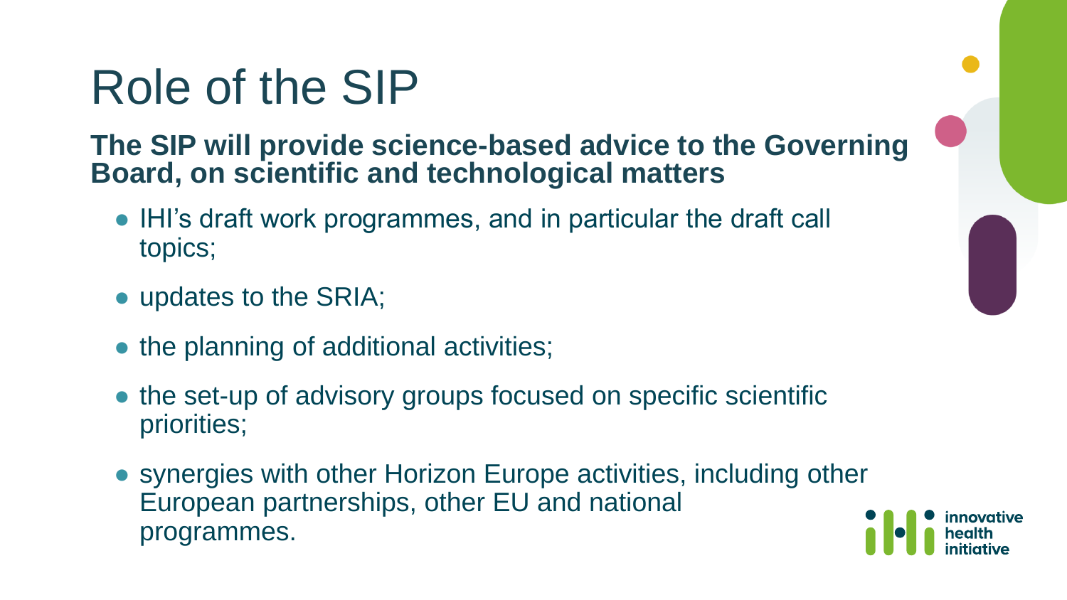# Role of the SIP

**The SIP will provide science-based advice to the Governing Board, on scientific and technological matters**

- IHI's draft work programmes, and in particular the draft call topics;
- updates to the SRIA;
- the planning of additional activities;
- the set-up of advisory groups focused on specific scientific priorities;
- synergies with other Horizon Europe activities, including other European partnerships, other EU and national programmes.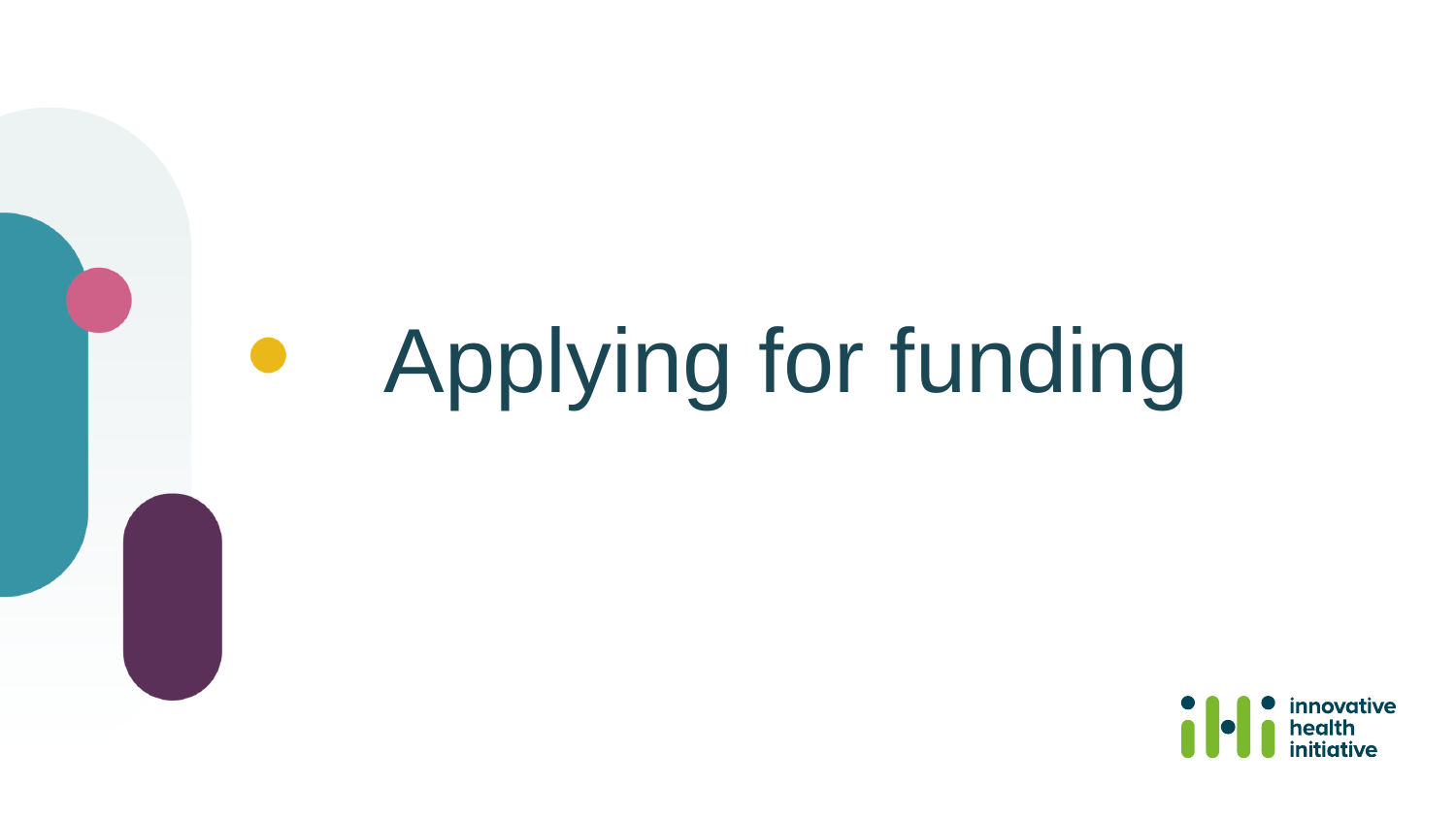# Applying for funding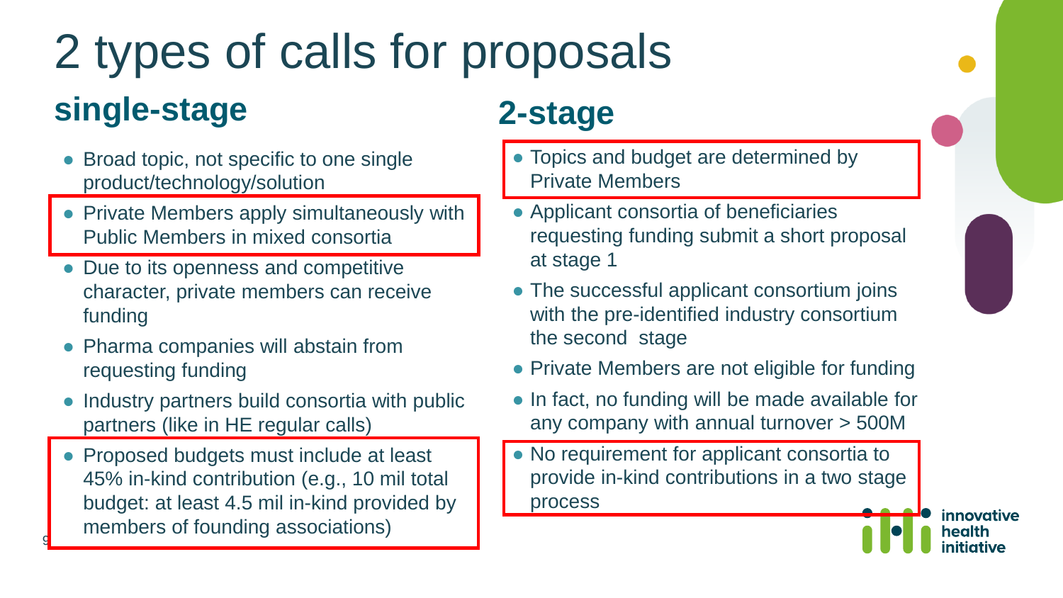# 2 types of calls for proposals

## single-stage

- Broad topic, not specific to one single product/technology/solution
- Private Members apply simultaneously with Public Members in mixed consortia
- Due to its openness and competitive character, private members can receive funding
- Pharma companies will abstain from requesting funding
- Industry partners build consortia with public partners (like in HE regular calls)
- Proposed budgets must include at least 45% in-kind contribution (e.g., 10 mil total budget: at least 4.5 mil in-kind provided by members of founding associations)

## 2-stage

- Topics and budget are determined by Private Members
- Applicant consortia of beneficiaries requesting funding submit a short proposal at stage 1
- The successful applicant consortium joins with the pre-identified industry consortium the second stage
- Private Members are not eligible for funding
- In fact, no funding will be made available for any company with annual turnover > 500M
- No requirement for applicant consortia to provide in-kind contributions in a two stage process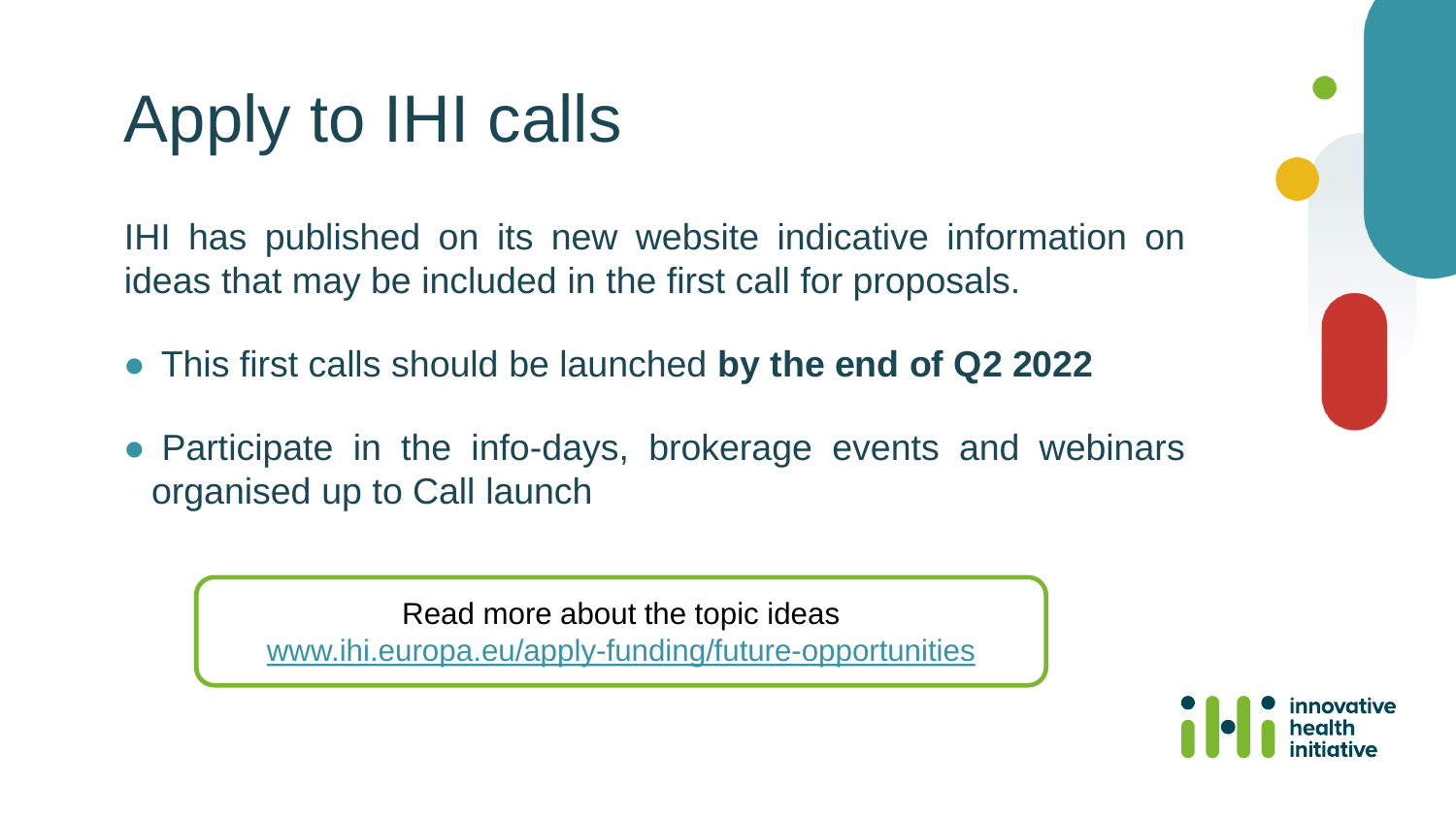# Apply to IHI calls

IHI has published on its new website indicative information on ideas that may be included in the first call for proposals.

- This first calls should be launched **by the end of Q2 2022**
- Participate in the info-days, brokerage events and webinars organised up to Call launch

Read more about the topic ideas
[www.ihi.europa.eu/apply-funding/future-opportunities](www.ihi.europa.eu/apply-funding/future-opportunities)

innovative health initiative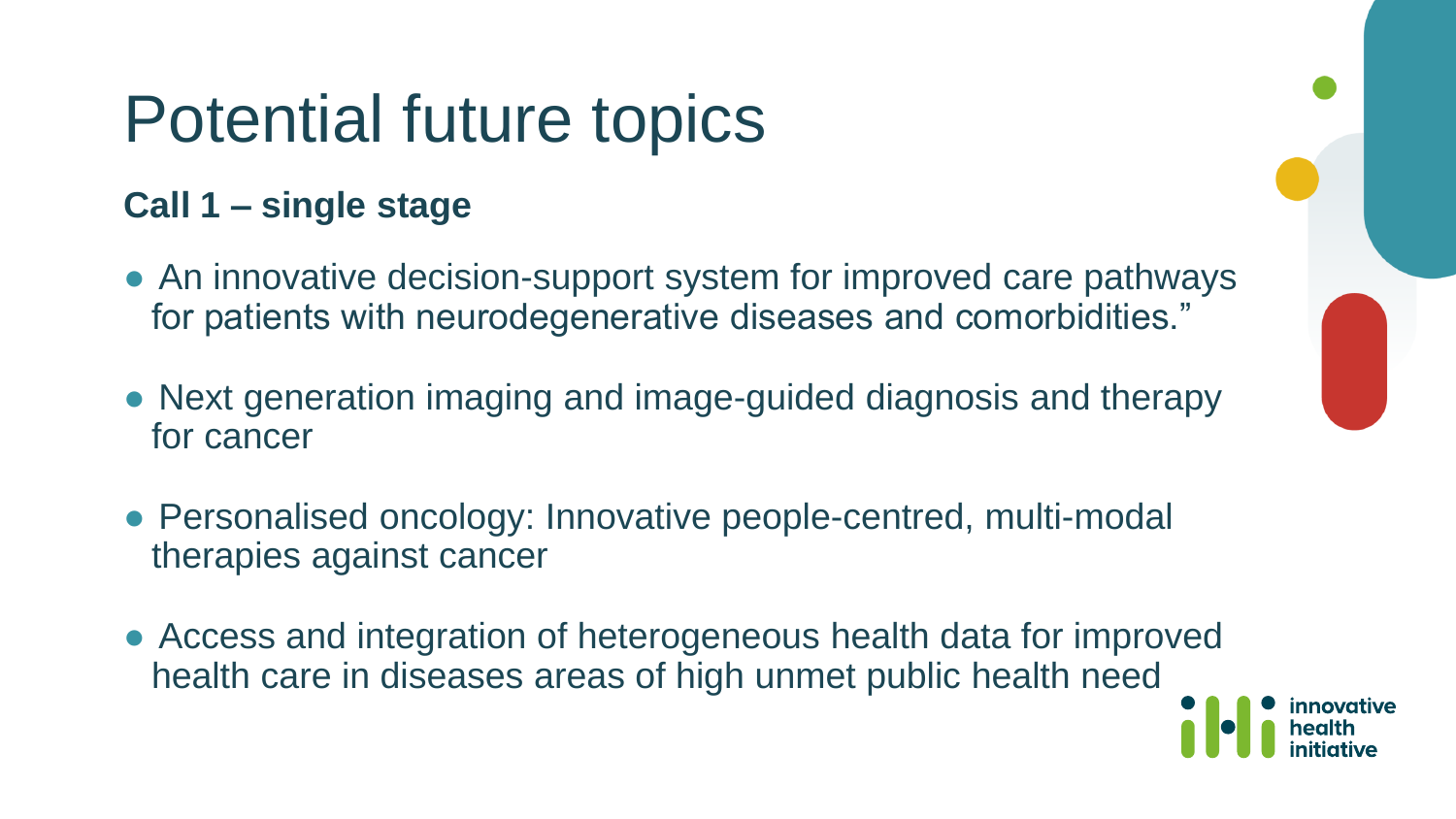# Potential future topics

**Call 1 – single stage**

- An innovative decision-support system for improved care pathways for patients with neurodegenerative diseases and comorbidities."
- Next generation imaging and image-guided diagnosis and therapy for cancer
- Personalised oncology: Innovative people-centred, multi-modal therapies against cancer
- Access and integration of heterogeneous health data for improved health care in diseases areas of high unmet public health need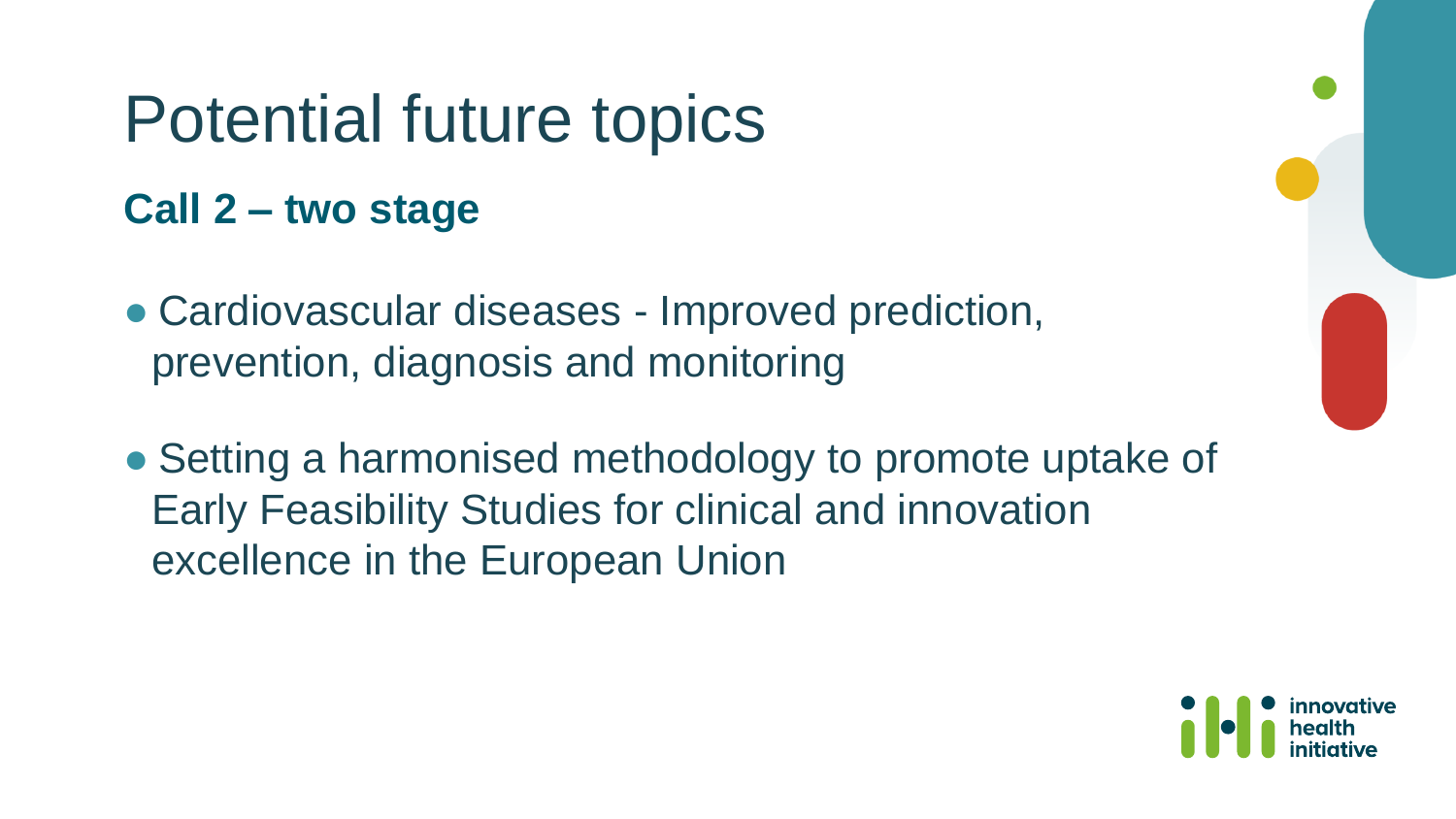# Potential future topics

## Call 2 – two stage

- Cardiovascular diseases - Improved prediction, prevention, diagnosis and monitoring
- Setting a harmonised methodology to promote uptake of Early Feasibility Studies for clinical and innovation excellence in the European Union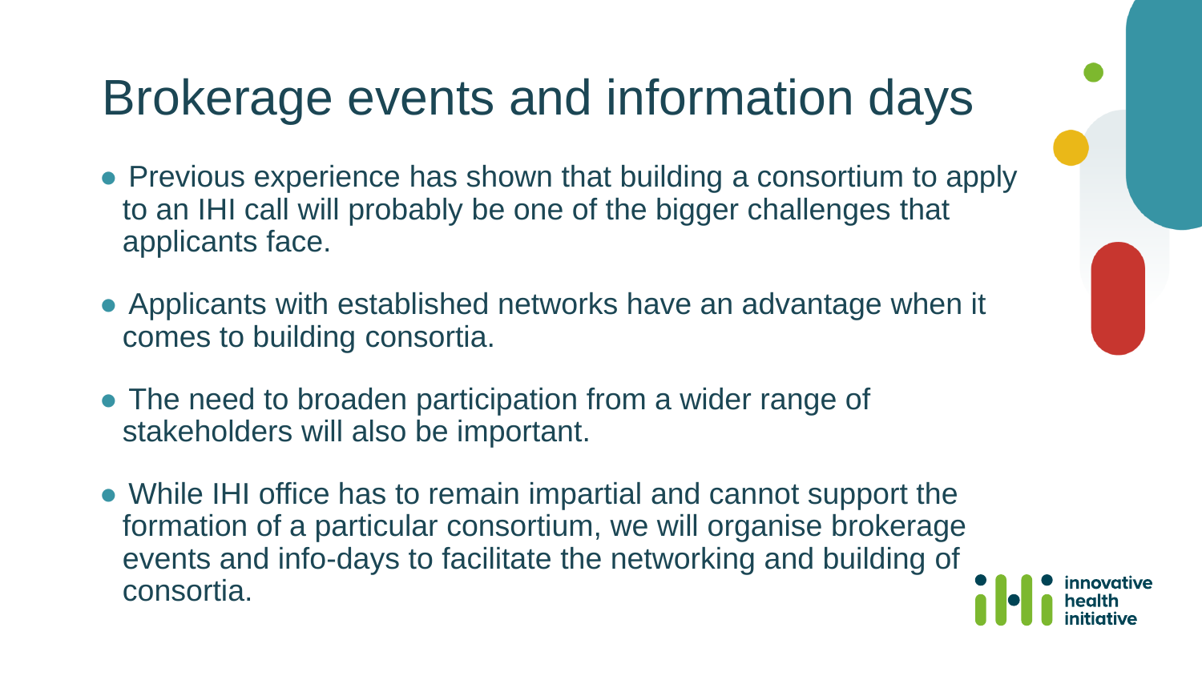# Brokerage events and information days

- Previous experience has shown that building a consortium to apply to an IHI call will probably be one of the bigger challenges that applicants face.
- Applicants with established networks have an advantage when it comes to building consortia.
- The need to broaden participation from a wider range of stakeholders will also be important.
- While IHI office has to remain impartial and cannot support the formation of a particular consortium, we will organise brokerage events and info-days to facilitate the networking and building of consortia.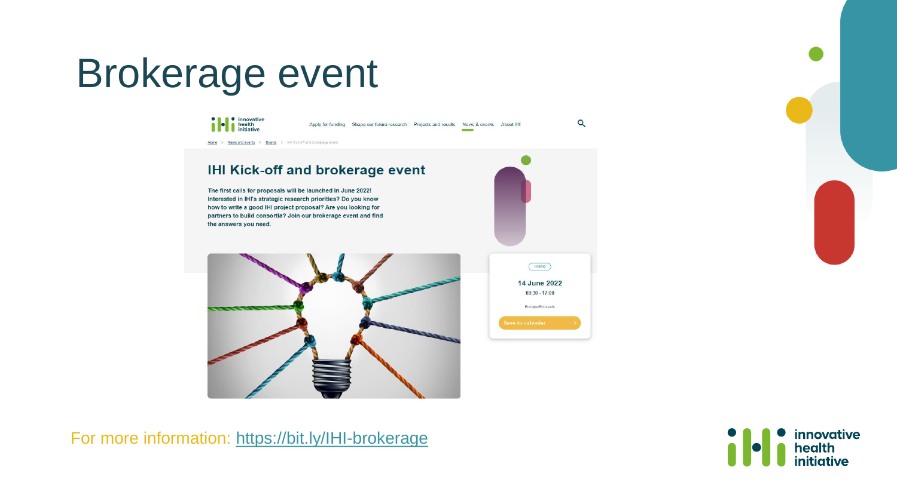# Brokerage event

## IHI Kick-off and brokerage event

The first calls for proposals will be launched in June 2022! Interested in IHI's strategic research priorities? Do you know how to write a good IHI project proposal? Are you looking for partners to build consortia? Join our brokerage event and find the answers you need.

HYBRID

**14 June 2022**

08:30 - 17:00

Europe/Brussels

Save to calendar

For more information: https://bit.ly/IHI-brokerage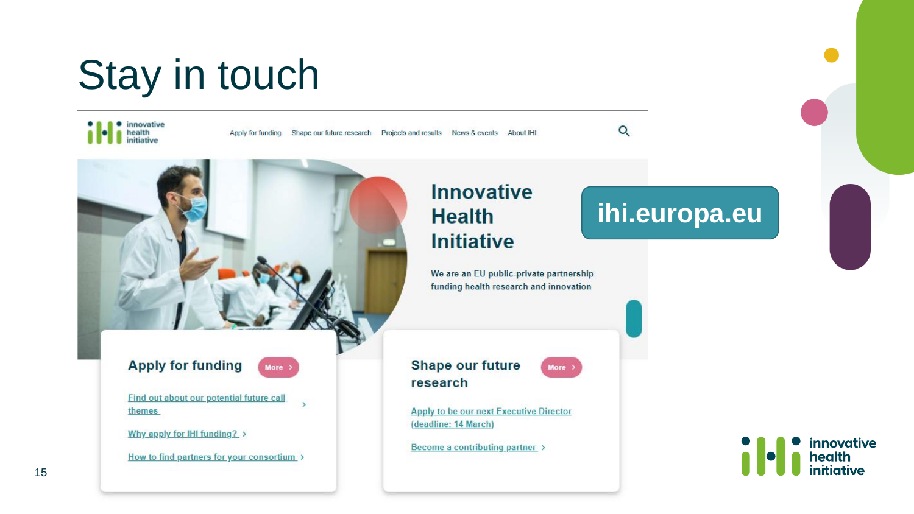# Stay in touch

innovative health initiative

Apply for funding | Shape our future research | Projects and results | News & events | About IHI

## Innovative Health Initiative

We are an EU public-private partnership funding health research and innovation

**ihi.europa.eu**

### Apply for funding

More ›

- Find out about our potential future call themes ›
- Why apply for IHI funding? ›
- How to find partners for your consortium ›

### Shape our future research

More ›

- Apply to be our next Executive Director (deadline: 14 March) ›
- Become a contributing partner ›

innovative health initiative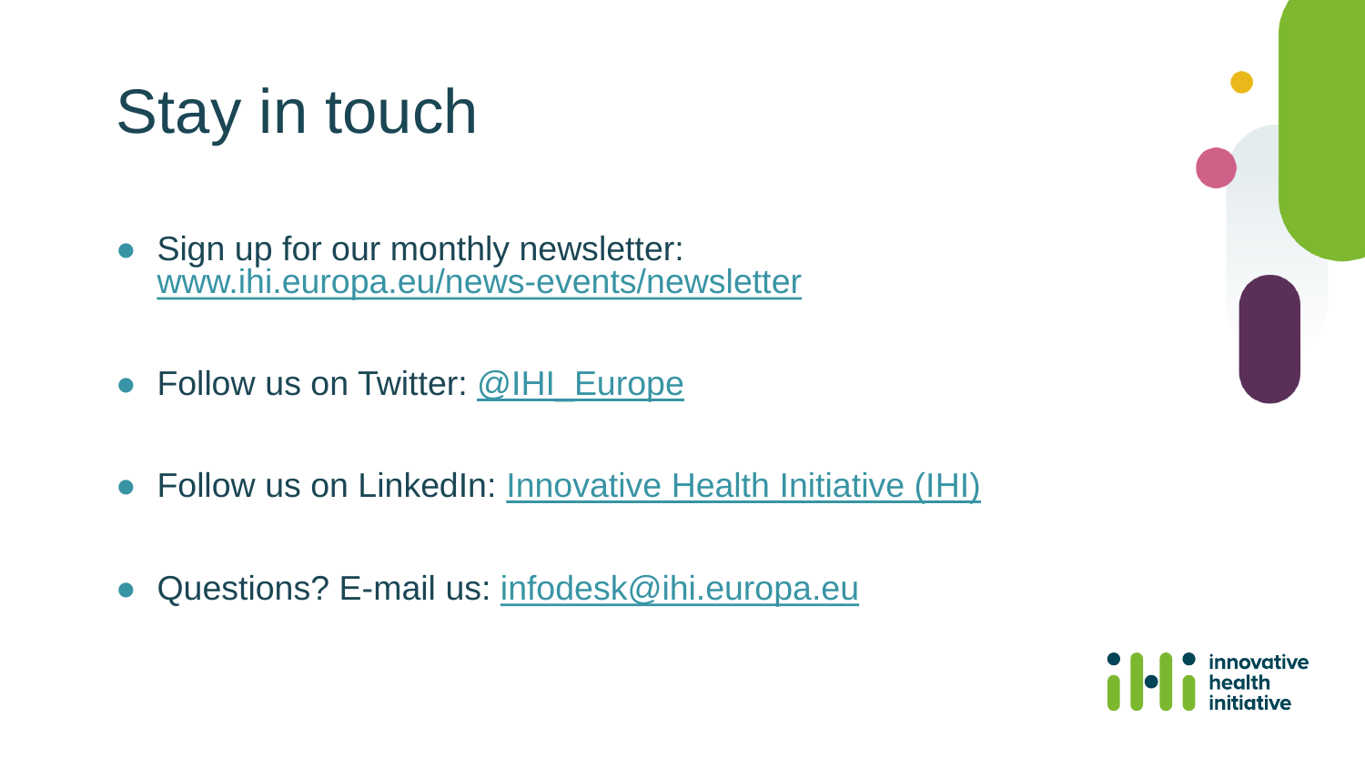# Stay in touch

- Sign up for our monthly newsletter: www.ihi.europa.eu/news-events/newsletter
- Follow us on Twitter: @IHI_Europe
- Follow us on LinkedIn: Innovative Health Initiative (IHI)
- Questions? E-mail us: infodesk@ihi.europa.eu

innovative health initiative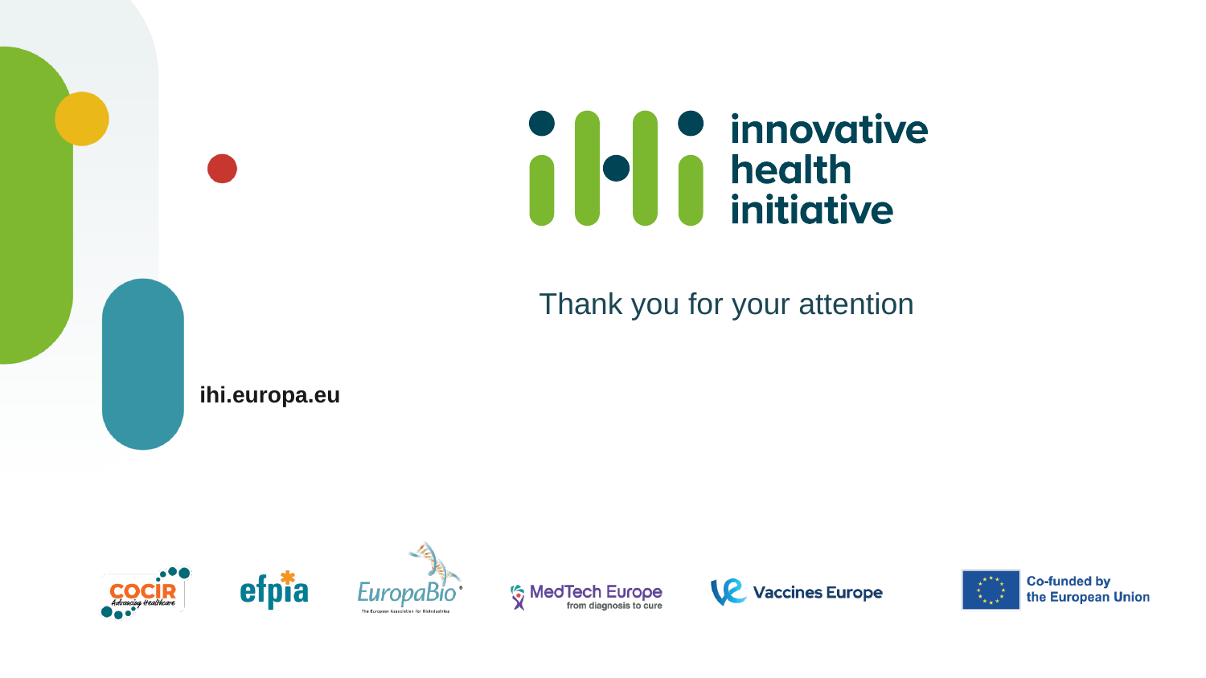innovative health initiative

Thank you for your attention

ihi.europa.eu

COCIR Advancing Healthcare

efpia

EuropaBio The European Association for Bioindustries

MedTech Europe from diagnosis to cure

Vaccines Europe

Co-funded by the European Union